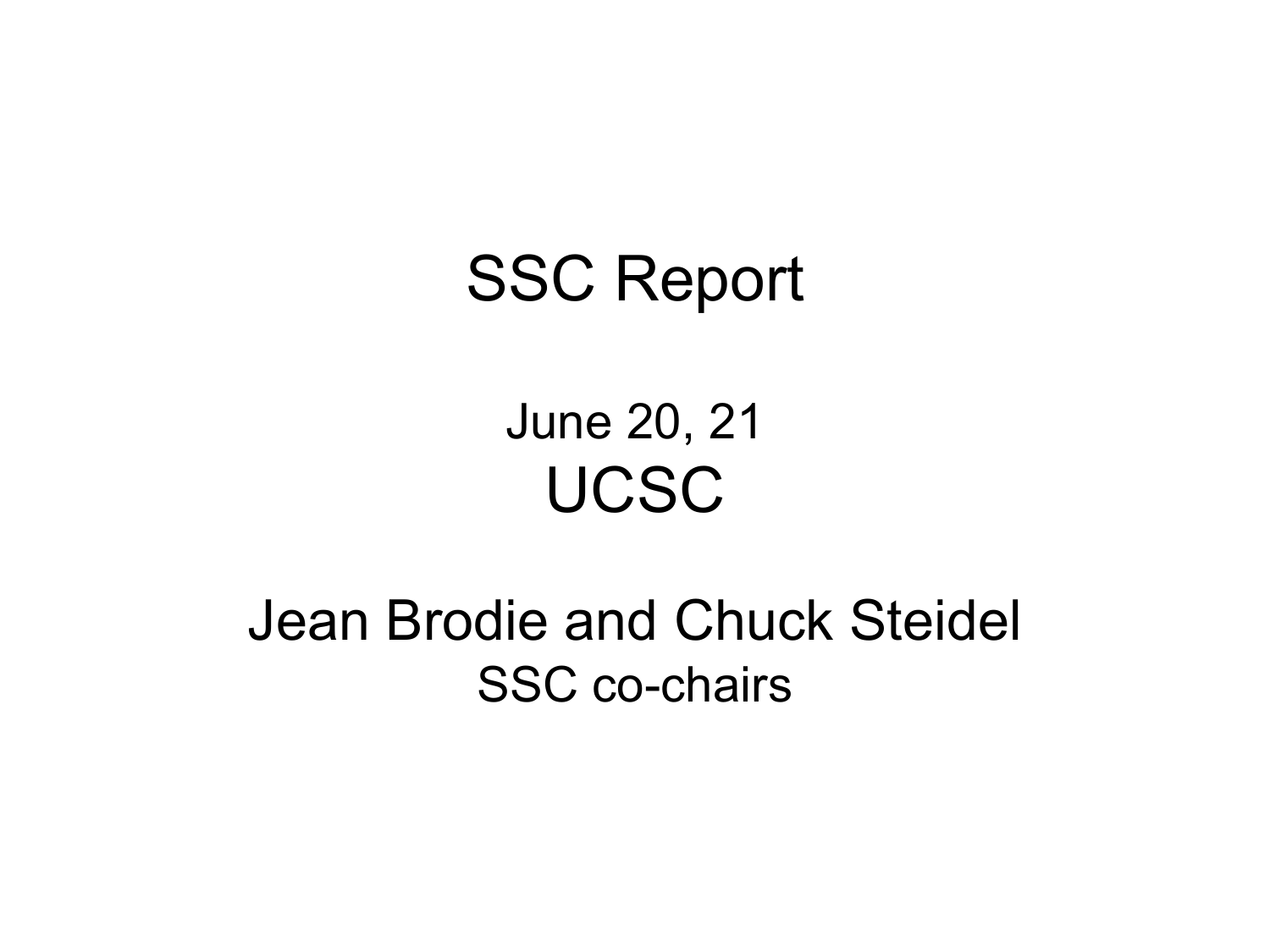# SSC Report

June 20, 21

UCSC

Jean Brodie and Chuck Steidel

SSC co-chairs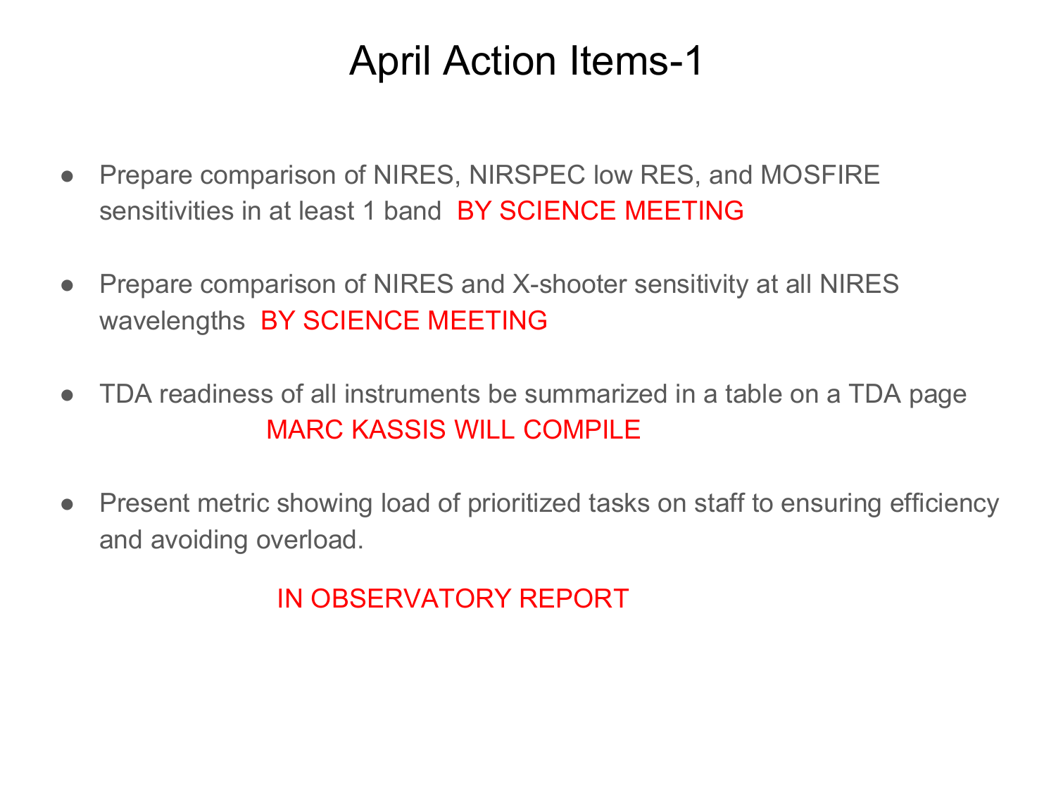# April Action Items-1

- Prepare comparison of NIRES, NIRSPEC low RES, and MOSFIRE sensitivities in at least 1 band BY SCIENCE MEETING

- Prepare comparison of NIRES and X-shooter sensitivity at all NIRES wavelengths BY SCIENCE MEETING

- TDA readiness of all instruments be summarized in a table on a TDA page

  MARC KASSIS WILL COMPILE

- Present metric showing load of prioritized tasks on staff to ensuring efficiency and avoiding overload.

  IN OBSERVATORY REPORT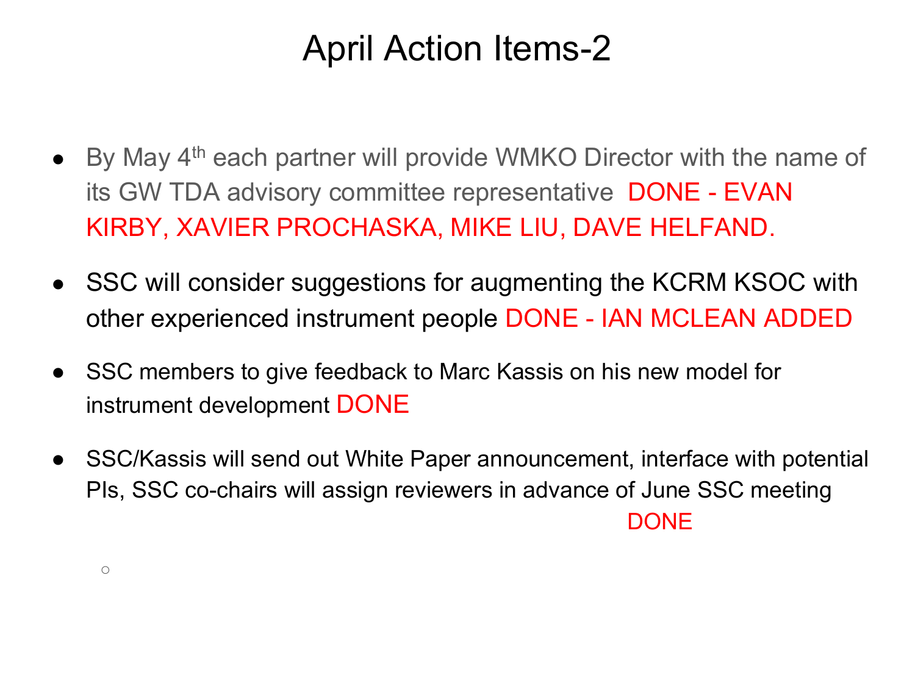# April Action Items-2

- By May 4th each partner will provide WMKO Director with the name of its GW TDA advisory committee representative DONE - EVAN KIRBY, XAVIER PROCHASKA, MIKE LIU, DAVE HELFAND.
- SSC will consider suggestions for augmenting the KCRM KSOC with other experienced instrument people DONE - IAN MCLEAN ADDED
- SSC members to give feedback to Marc Kassis on his new model for instrument development DONE
- SSC/Kassis will send out White Paper announcement, interface with potential PIs, SSC co-chairs will assign reviewers in advance of June SSC meeting DONE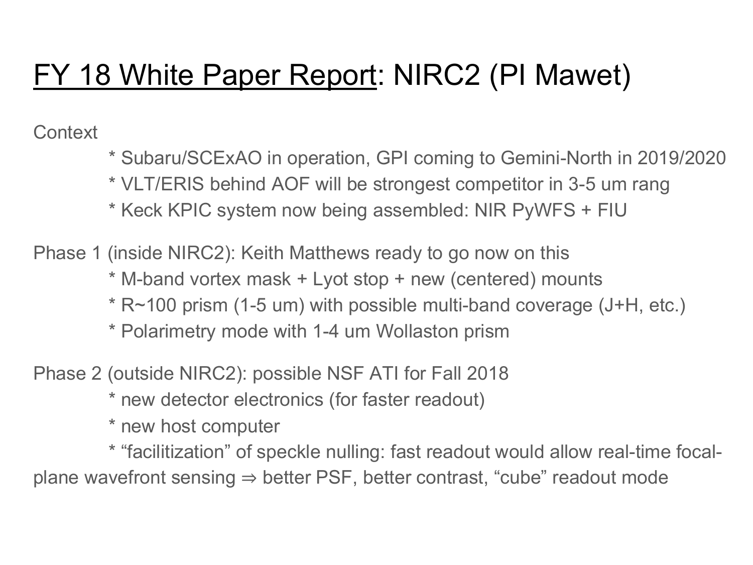# <u>FY 18 White Paper Report</u>: NIRC2 (PI Mawet)

Context

- * Subaru/SCExAO in operation, GPI coming to Gemini-North in 2019/2020
- * VLT/ERIS behind AOF will be strongest competitor in 3-5 um rang
- * Keck KPIC system now being assembled: NIR PyWFS + FIU

Phase 1 (inside NIRC2): Keith Matthews ready to go now on this

- * M-band vortex mask + Lyot stop + new (centered) mounts
- * R~100 prism (1-5 um) with possible multi-band coverage (J+H, etc.)
- * Polarimetry mode with 1-4 um Wollaston prism

Phase 2 (outside NIRC2): possible NSF ATI for Fall 2018

- * new detector electronics (for faster readout)
- * new host computer
- * “facilitization” of speckle nulling: fast readout would allow real-time focal-plane wavefront sensing ⇒ better PSF, better contrast, “cube” readout mode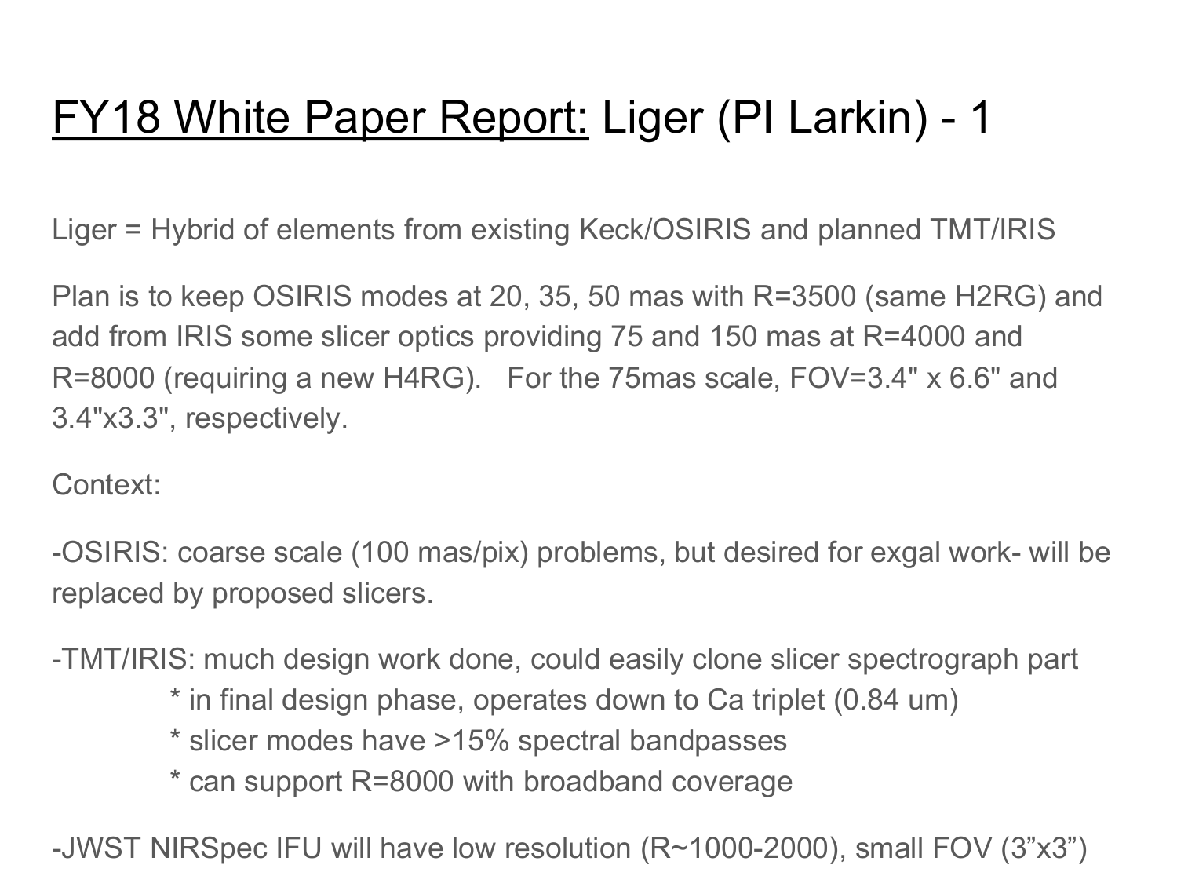# <u>FY18 White Paper Report:</u> Liger (PI Larkin) - 1

Liger = Hybrid of elements from existing Keck/OSIRIS and planned TMT/IRIS

Plan is to keep OSIRIS modes at 20, 35, 50 mas with R=3500 (same H2RG) and add from IRIS some slicer optics providing 75 and 150 mas at R=4000 and R=8000 (requiring a new H4RG). For the 75mas scale, FOV=3.4" x 6.6" and 3.4"x3.3", respectively.

Context:

-OSIRIS: coarse scale (100 mas/pix) problems, but desired for exgal work- will be replaced by proposed slicers.

-TMT/IRIS: much design work done, could easily clone slicer spectrograph part

- in final design phase, operates down to Ca triplet (0.84 um)
- slicer modes have >15% spectral bandpasses
- can support R=8000 with broadband coverage

-JWST NIRSpec IFU will have low resolution (R~1000-2000), small FOV (3"x3")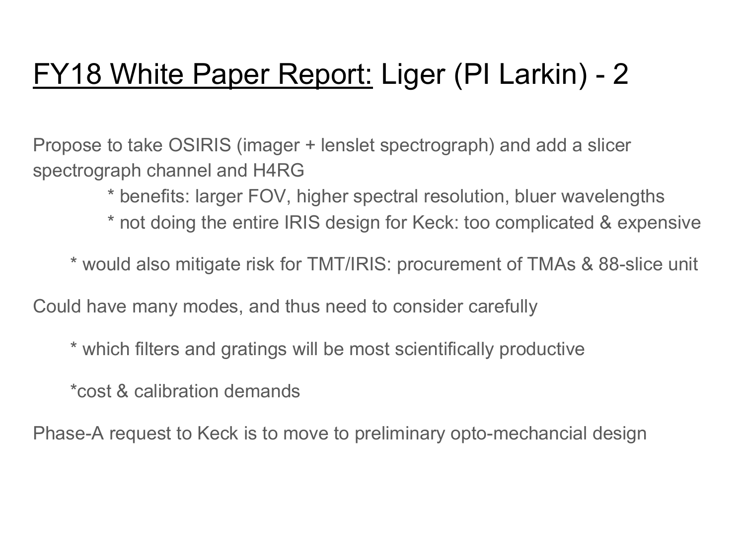# FY18 White Paper Report: Liger (PI Larkin) - 2

Propose to take OSIRIS (imager + lenslet spectrograph) and add a slicer spectrograph channel and H4RG

- benefits: larger FOV, higher spectral resolution, bluer wavelengths
- not doing the entire IRIS design for Keck: too complicated & expensive

* would also mitigate risk for TMT/IRIS: procurement of TMAs & 88-slice unit

Could have many modes, and thus need to consider carefully

* which filters and gratings will be most scientifically productive
* cost & calibration demands

Phase-A request to Keck is to move to preliminary opto-mechancial design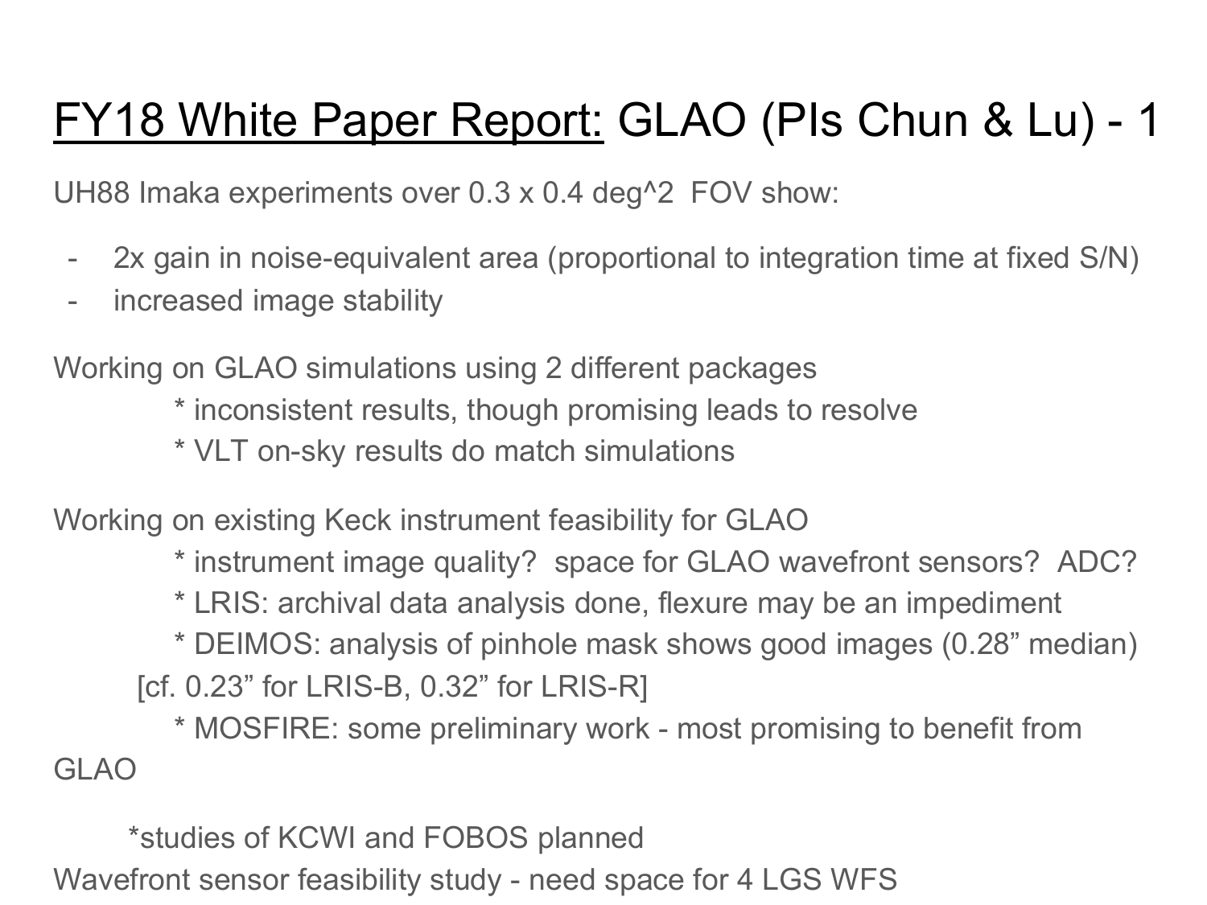# <u>FY18 White Paper Report:</u> GLAO (PIs Chun & Lu) - 1

UH88 Imaka experiments over 0.3 x 0.4 deg^2 FOV show:

- 2x gain in noise-equivalent area (proportional to integration time at fixed S/N)
- increased image stability

Working on GLAO simulations using 2 different packages

* inconsistent results, though promising leads to resolve
* VLT on-sky results do match simulations

Working on existing Keck instrument feasibility for GLAO

* instrument image quality? space for GLAO wavefront sensors? ADC?
* LRIS: archival data analysis done, flexure may be an impediment
* DEIMOS: analysis of pinhole mask shows good images (0.28” median) [cf. 0.23” for LRIS-B, 0.32” for LRIS-R]
* MOSFIRE: some preliminary work - most promising to benefit from GLAO

*studies of KCWI and FOBOS planned

Wavefront sensor feasibility study - need space for 4 LGS WFS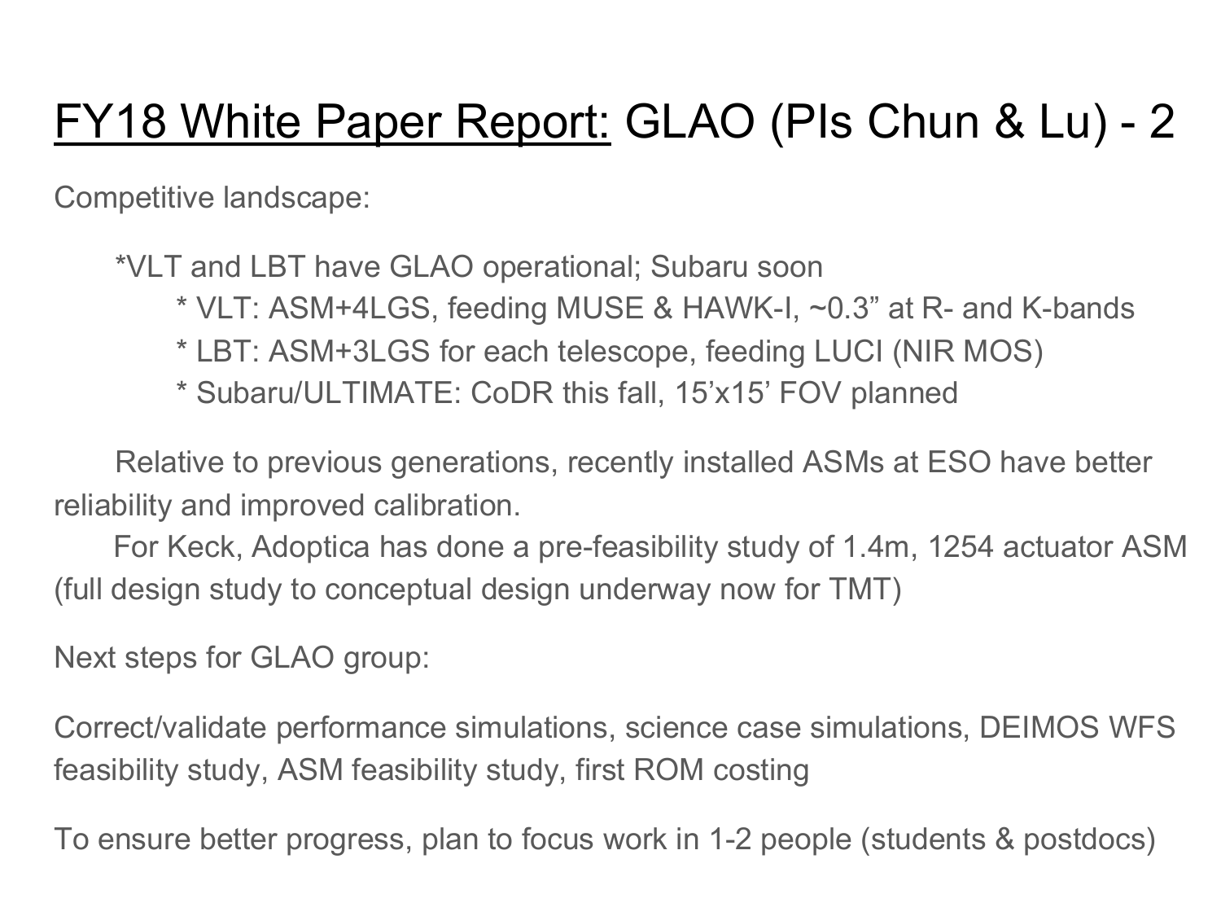# <u>FY18 White Paper Report:</u> GLAO (PIs Chun & Lu) - 2

Competitive landscape:

- *VLT and LBT have GLAO operational; Subaru soon
  - * VLT: ASM+4LGS, feeding MUSE & HAWK-I, ~0.3” at R- and K-bands
  - * LBT: ASM+3LGS for each telescope, feeding LUCI (NIR MOS)
  - * Subaru/ULTIMATE: CoDR this fall, 15’x15’ FOV planned

Relative to previous generations, recently installed ASMs at ESO have better reliability and improved calibration.

For Keck, Adoptica has done a pre-feasibility study of 1.4m, 1254 actuator ASM (full design study to conceptual design underway now for TMT)

Next steps for GLAO group:

Correct/validate performance simulations, science case simulations, DEIMOS WFS feasibility study, ASM feasibility study, first ROM costing

To ensure better progress, plan to focus work in 1-2 people (students & postdocs)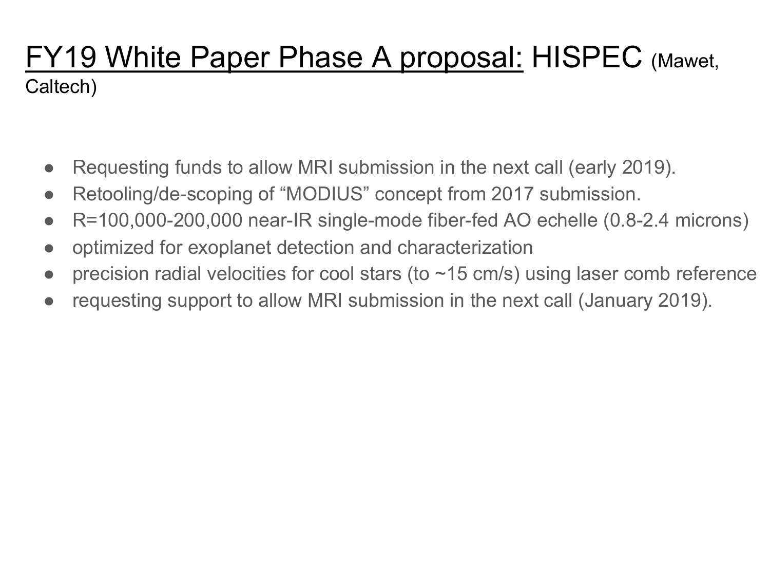# FY19 White Paper Phase A proposal: HISPEC (Mawet, Caltech)

- Requesting funds to allow MRI submission in the next call (early 2019).
- Retooling/de-scoping of “MODIUS” concept from 2017 submission.
- R=100,000-200,000 near-IR single-mode fiber-fed AO echelle (0.8-2.4 microns)
- optimized for exoplanet detection and characterization
- precision radial velocities for cool stars (to ~15 cm/s) using laser comb reference
- requesting support to allow MRI submission in the next call (January 2019).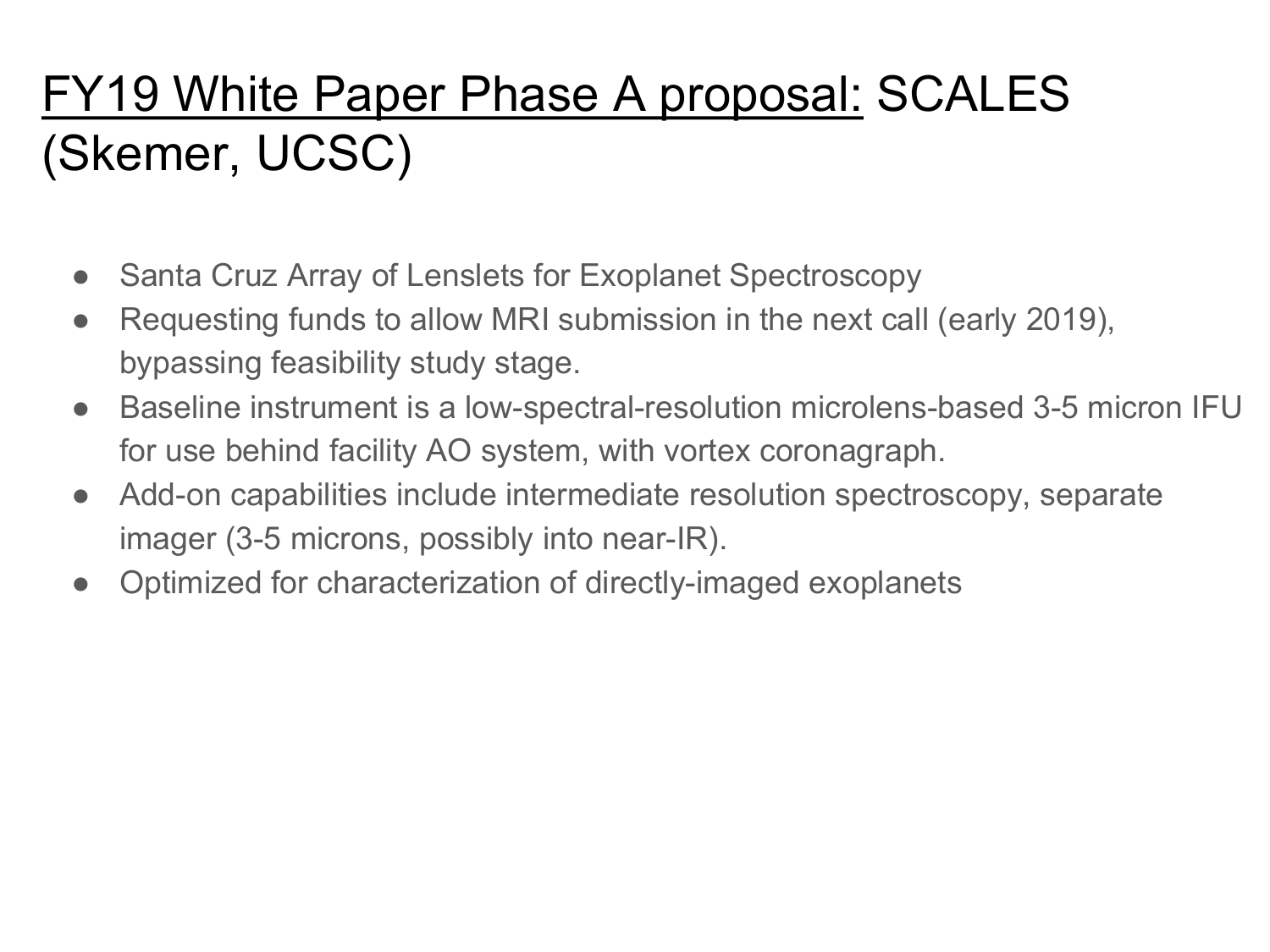# FY19 White Paper Phase A proposal: SCALES (Skemer, UCSC)

- Santa Cruz Array of Lenslets for Exoplanet Spectroscopy
- Requesting funds to allow MRI submission in the next call (early 2019), bypassing feasibility study stage.
- Baseline instrument is a low-spectral-resolution microlens-based 3-5 micron IFU for use behind facility AO system, with vortex coronagraph.
- Add-on capabilities include intermediate resolution spectroscopy, separate imager (3-5 microns, possibly into near-IR).
- Optimized for characterization of directly-imaged exoplanets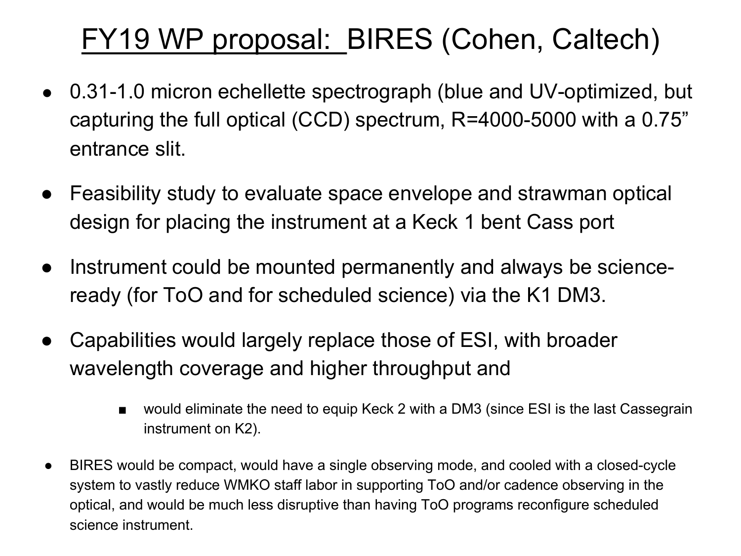# FY19 WP proposal: BIRES (Cohen, Caltech)

- 0.31-1.0 micron echellette spectrograph (blue and UV-optimized, but capturing the full optical (CCD) spectrum, R=4000-5000 with a 0.75” entrance slit.
- Feasibility study to evaluate space envelope and strawman optical design for placing the instrument at a Keck 1 bent Cass port
- Instrument could be mounted permanently and always be science-ready (for ToO and for scheduled science) via the K1 DM3.
- Capabilities would largely replace those of ESI, with broader wavelength coverage and higher throughput and
    - would eliminate the need to equip Keck 2 with a DM3 (since ESI is the last Cassegrain instrument on K2).
- BIRES would be compact, would have a single observing mode, and cooled with a closed-cycle system to vastly reduce WMKO staff labor in supporting ToO and/or cadence observing in the optical, and would be much less disruptive than having ToO programs reconfigure scheduled science instrument.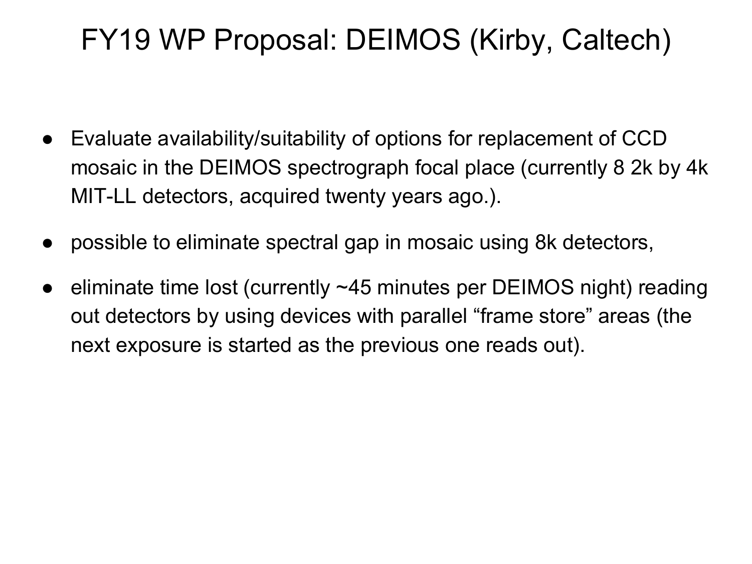# FY19 WP Proposal: DEIMOS (Kirby, Caltech)

- Evaluate availability/suitability of options for replacement of CCD mosaic in the DEIMOS spectrograph focal place (currently 8 2k by 4k MIT-LL detectors, acquired twenty years ago.).
- possible to eliminate spectral gap in mosaic using 8k detectors,
- eliminate time lost (currently ~45 minutes per DEIMOS night) reading out detectors by using devices with parallel “frame store” areas (the next exposure is started as the previous one reads out).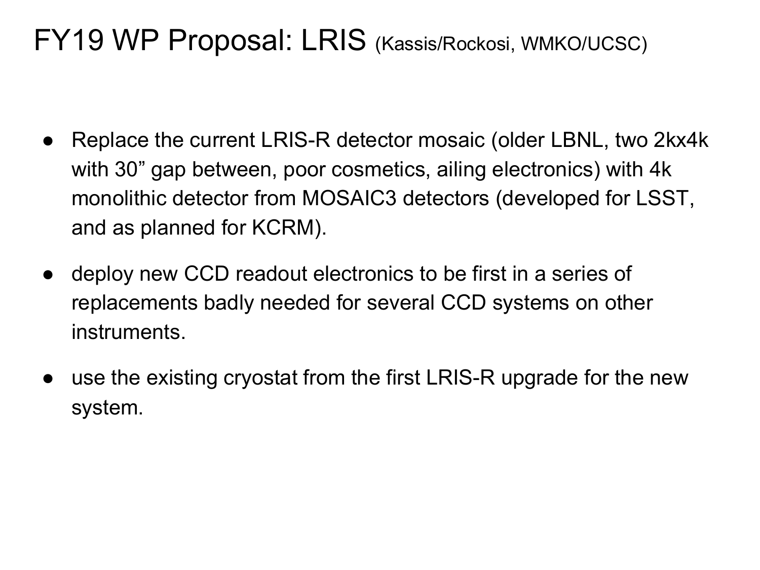# FY19 WP Proposal: LRIS (Kassis/Rockosi, WMKO/UCSC)

- Replace the current LRIS-R detector mosaic (older LBNL, two 2kx4k with 30” gap between, poor cosmetics, ailing electronics) with 4k monolithic detector from MOSAIC3 detectors (developed for LSST, and as planned for KCRM).
- deploy new CCD readout electronics to be first in a series of replacements badly needed for several CCD systems on other instruments.
- use the existing cryostat from the first LRIS-R upgrade for the new system.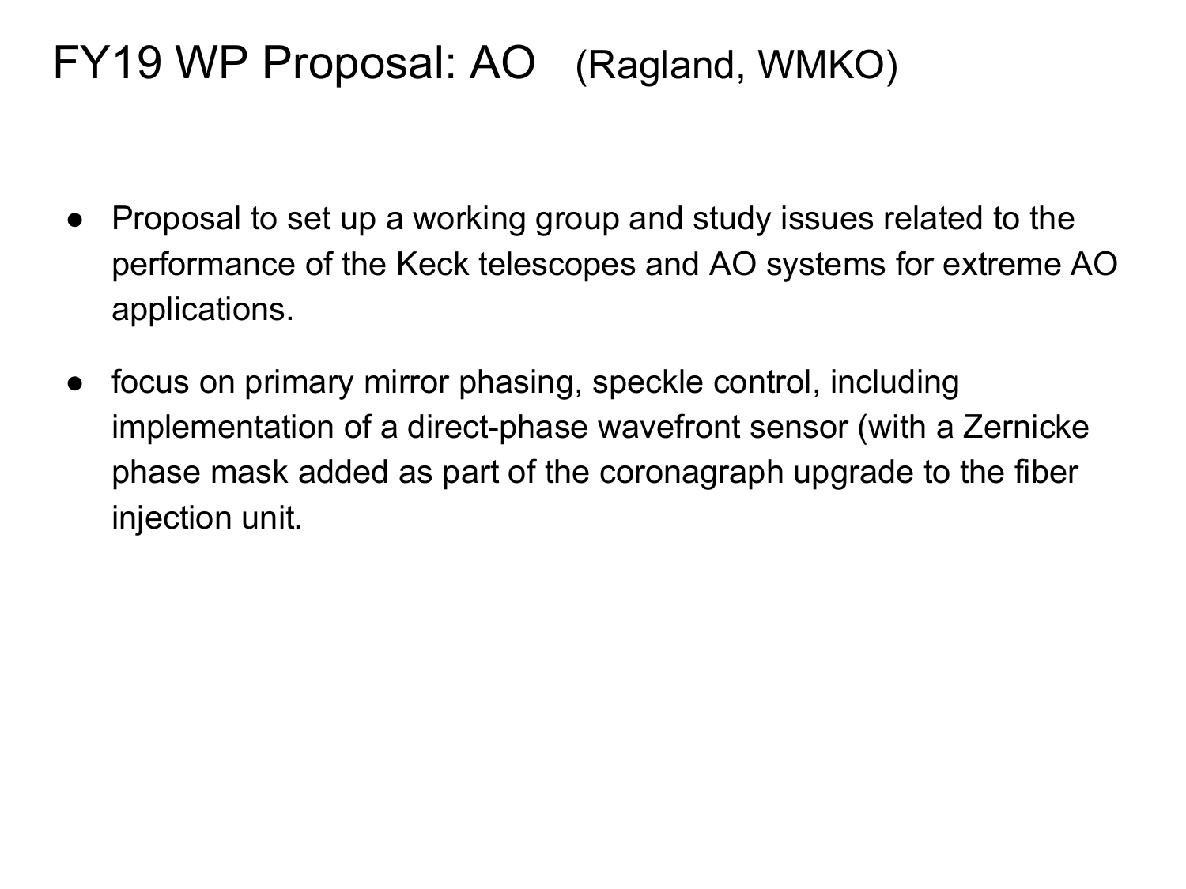# FY19 WP Proposal: AO (Ragland, WMKO)

- Proposal to set up a working group and study issues related to the performance of the Keck telescopes and AO systems for extreme AO applications.
- focus on primary mirror phasing, speckle control, including implementation of a direct-phase wavefront sensor (with a Zernicke phase mask added as part of the coronagraph upgrade to the fiber injection unit.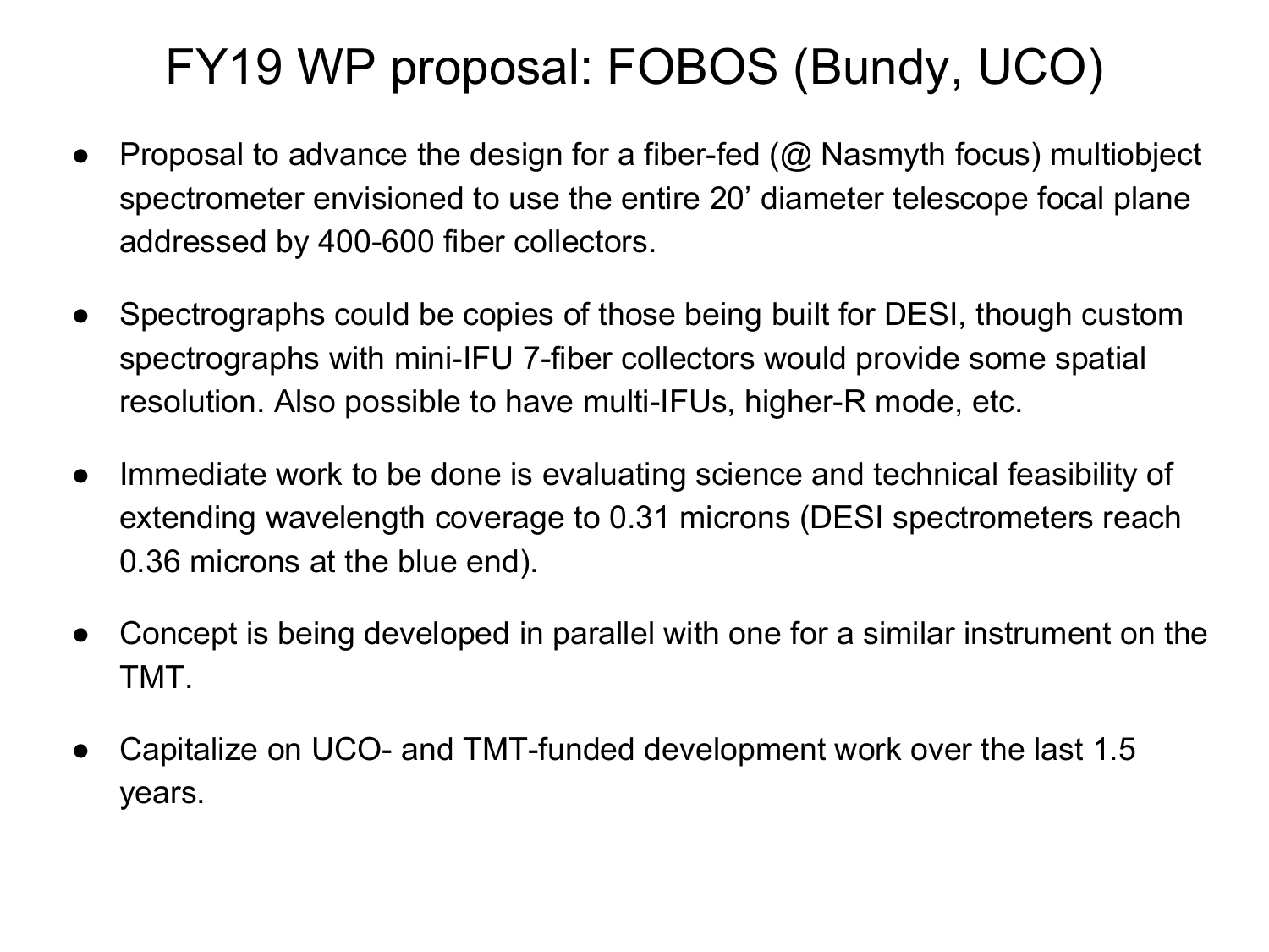# FY19 WP proposal: FOBOS (Bundy, UCO)

- Proposal to advance the design for a fiber-fed (@ Nasmyth focus) multiobject spectrometer envisioned to use the entire 20’ diameter telescope focal plane addressed by 400-600 fiber collectors.

- Spectrographs could be copies of those being built for DESI, though custom spectrographs with mini-IFU 7-fiber collectors would provide some spatial resolution. Also possible to have multi-IFUs, higher-R mode, etc.

- Immediate work to be done is evaluating science and technical feasibility of extending wavelength coverage to 0.31 microns (DESI spectrometers reach 0.36 microns at the blue end).

- Concept is being developed in parallel with one for a similar instrument on the TMT.

- Capitalize on UCO- and TMT-funded development work over the last 1.5 years.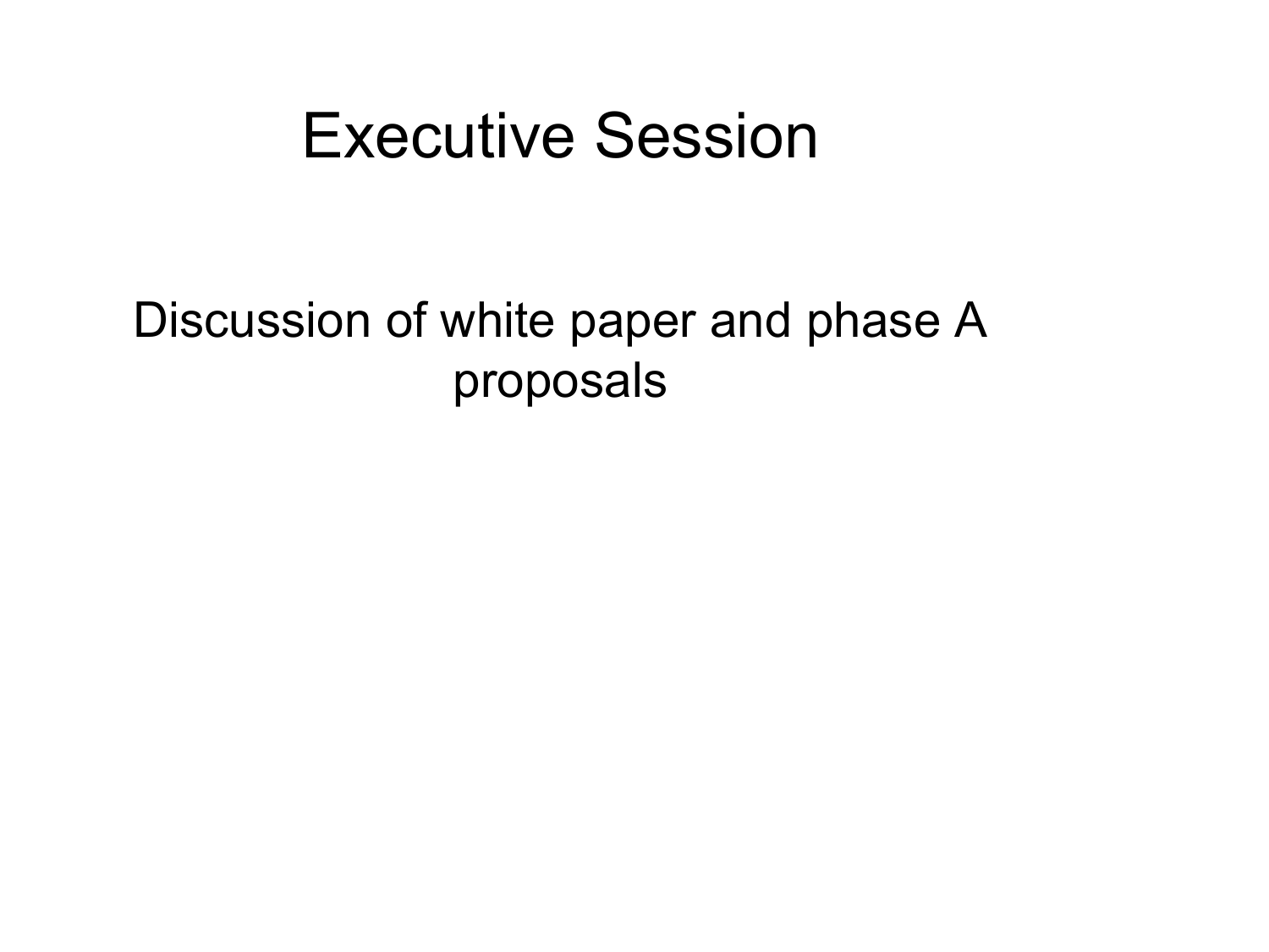# Executive Session

Discussion of white paper and phase A proposals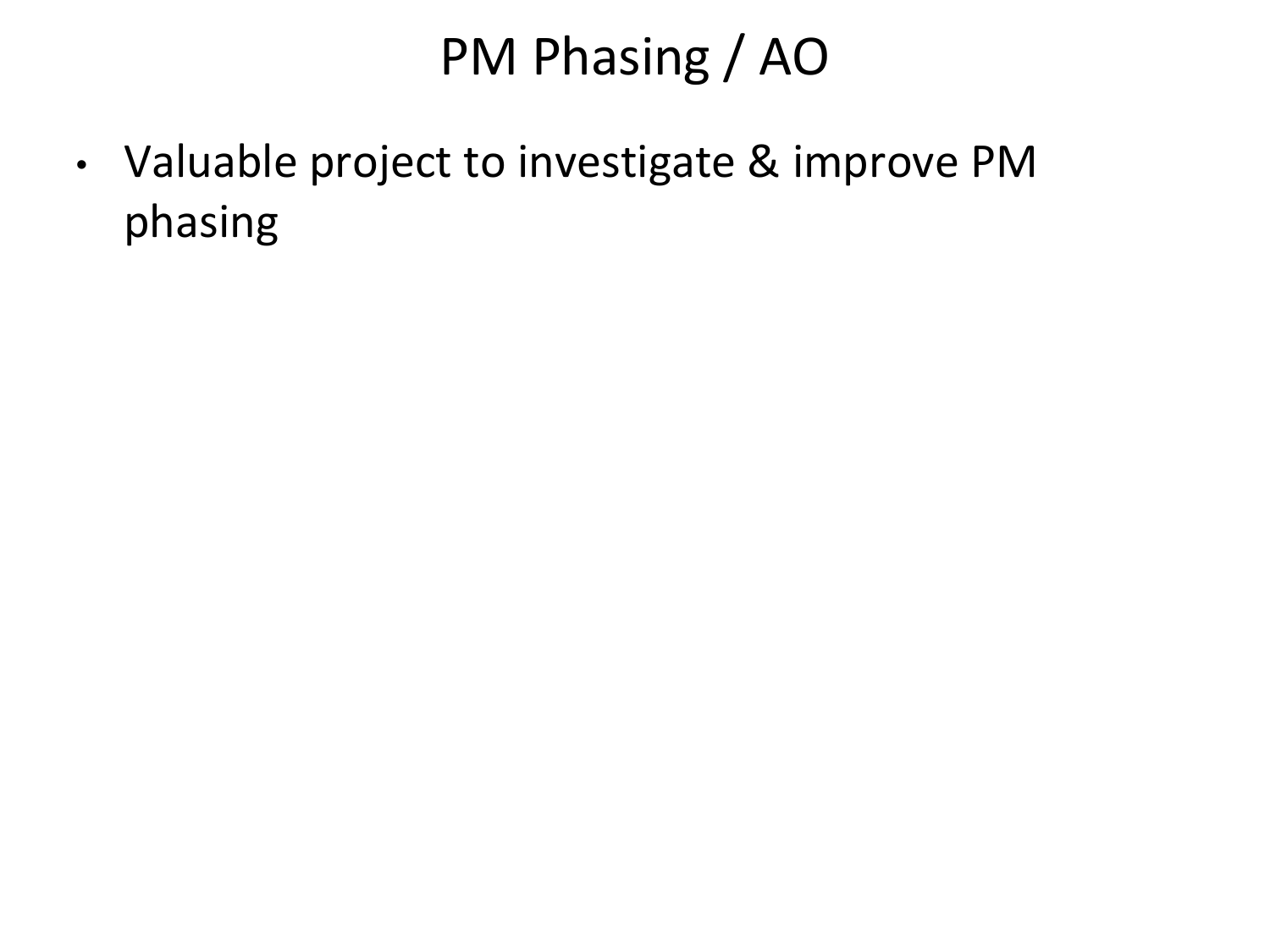# PM Phasing / AO

- Valuable project to investigate & improve PM phasing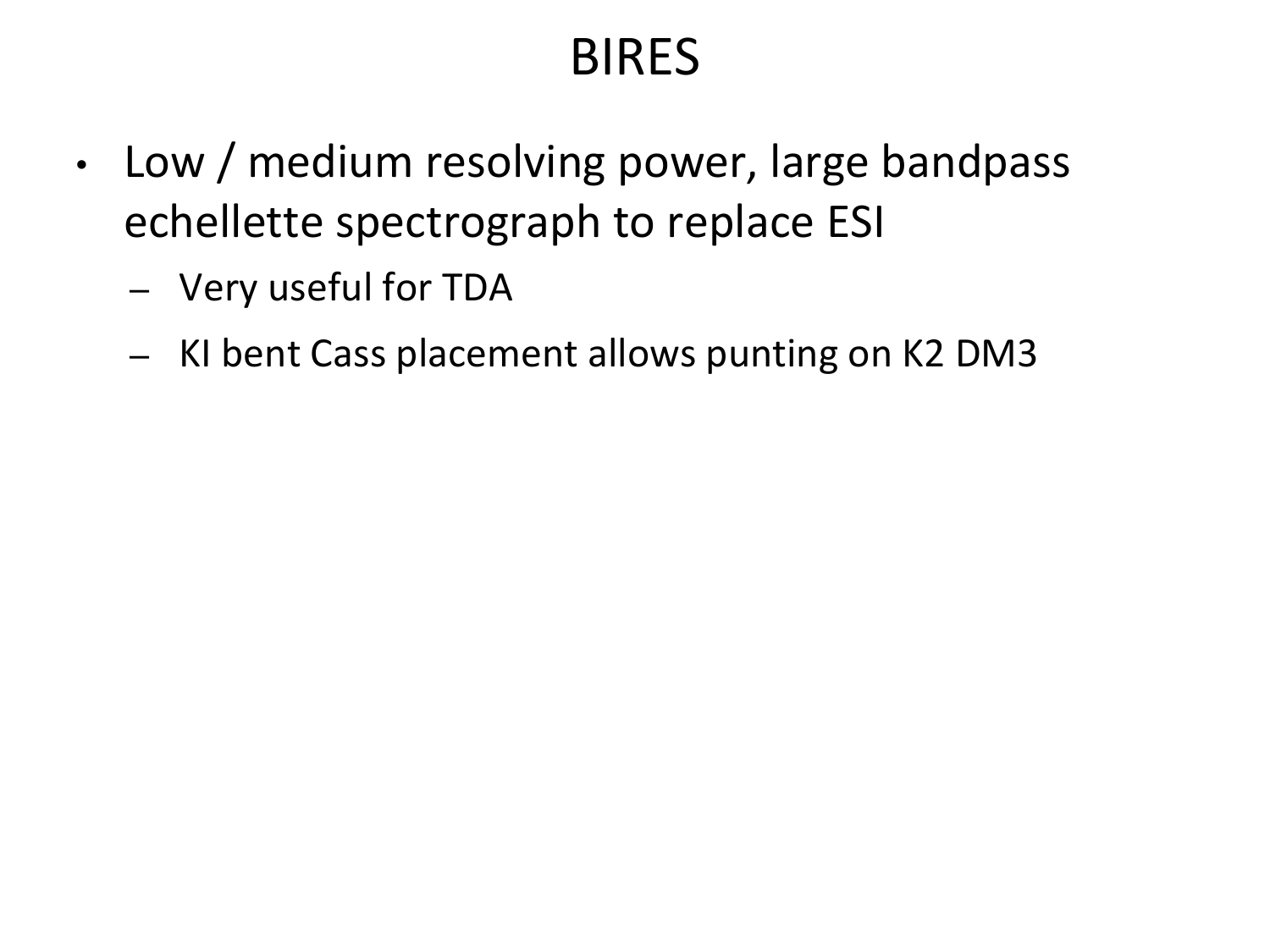# BIRES

- Low / medium resolving power, large bandpass echellette spectrograph to replace ESI
  - Very useful for TDA
  - KI bent Cass placement allows punting on K2 DM3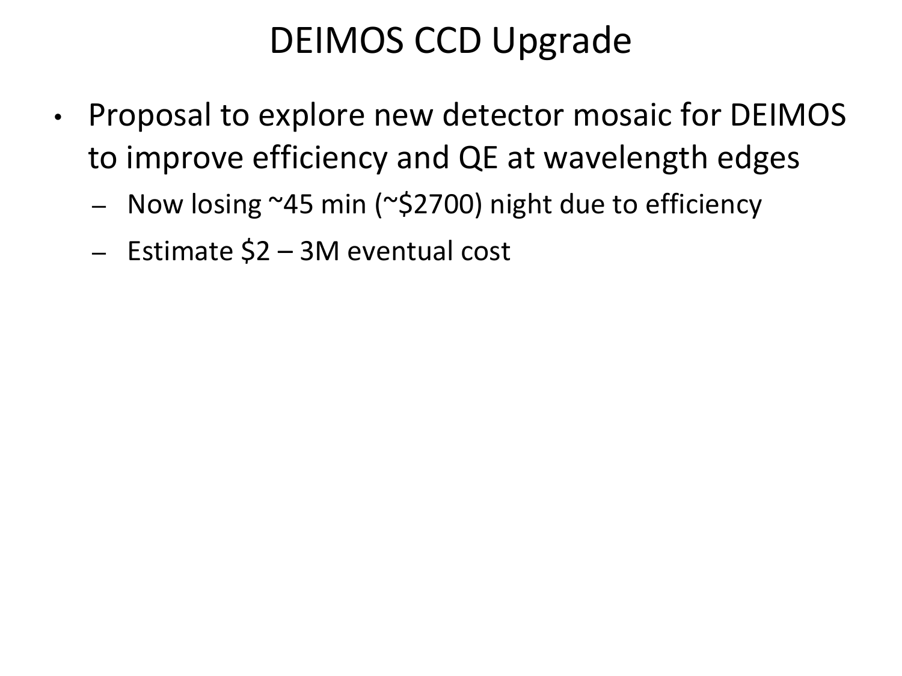# DEIMOS CCD Upgrade

- Proposal to explore new detector mosaic for DEIMOS to improve efficiency and QE at wavelength edges
  - Now losing ~45 min (~$2700) night due to efficiency
  - Estimate $2 – 3M eventual cost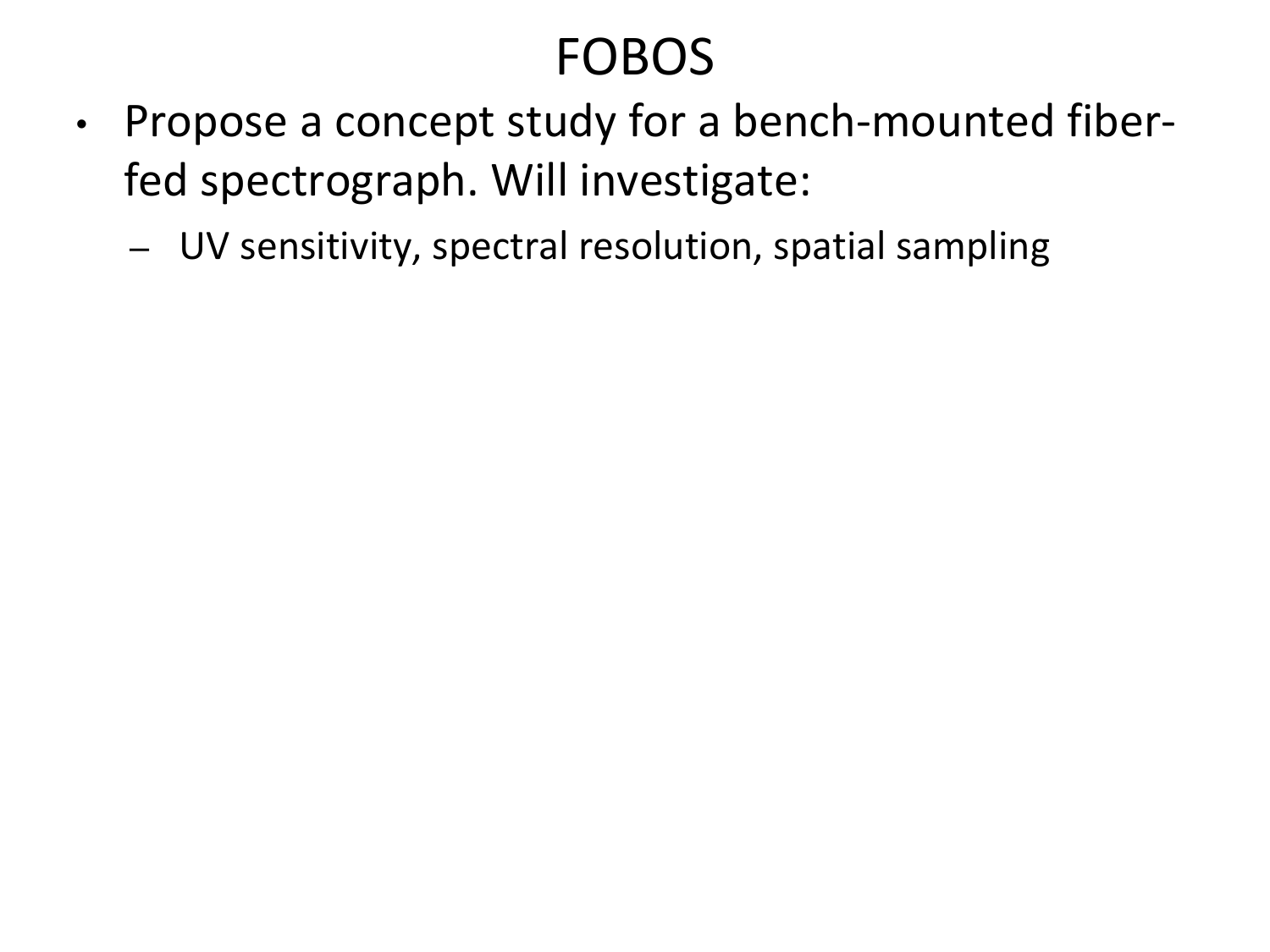# FOBOS

- Propose a concept study for a bench-mounted fiber-fed spectrograph. Will investigate:
  - UV sensitivity, spectral resolution, spatial sampling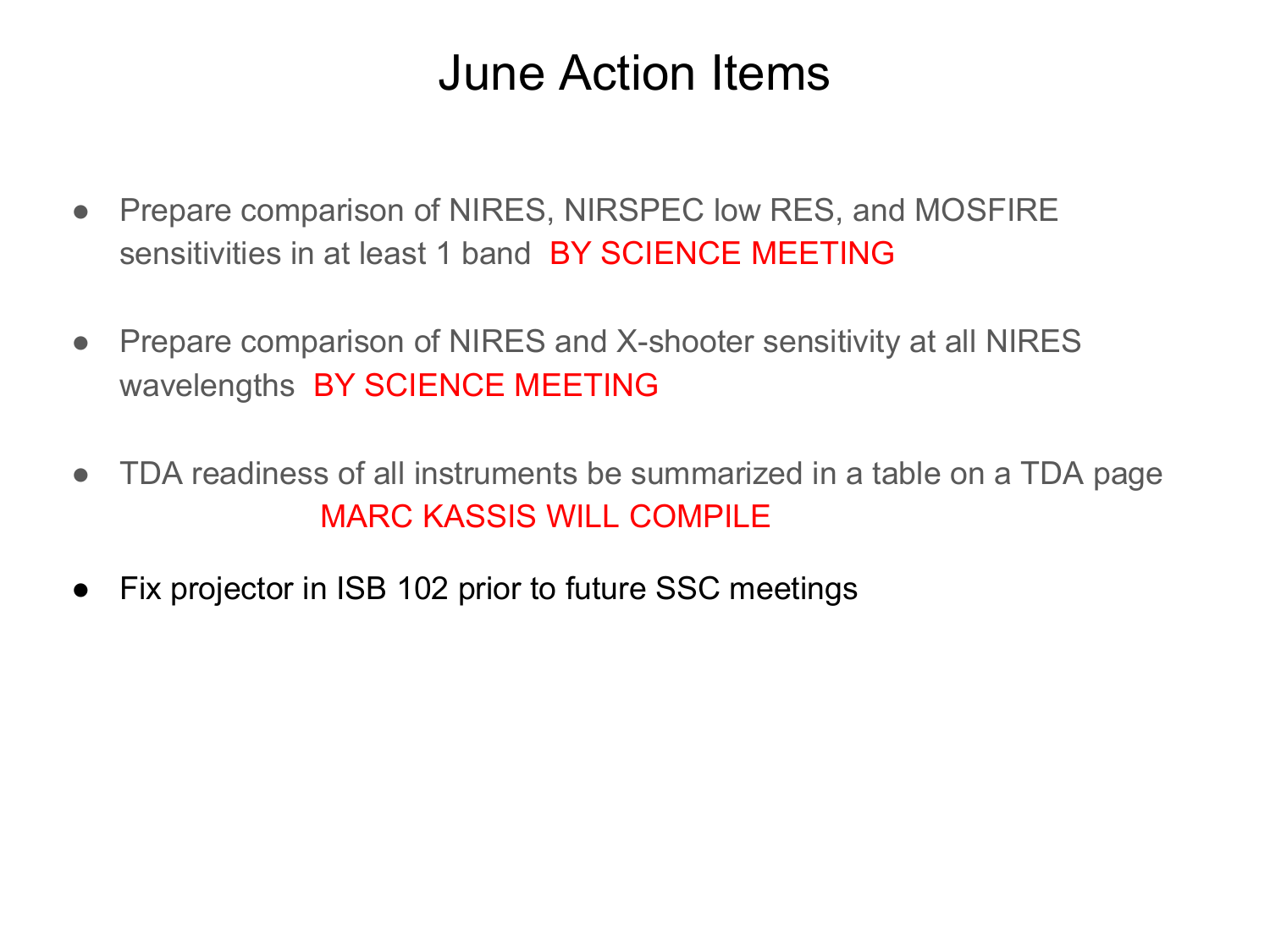# June Action Items

- Prepare comparison of NIRES, NIRSPEC low RES, and MOSFIRE sensitivities in at least 1 band BY SCIENCE MEETING
- Prepare comparison of NIRES and X-shooter sensitivity at all NIRES wavelengths BY SCIENCE MEETING
- TDA readiness of all instruments be summarized in a table on a TDA page MARC KASSIS WILL COMPILE
- Fix projector in ISB 102 prior to future SSC meetings